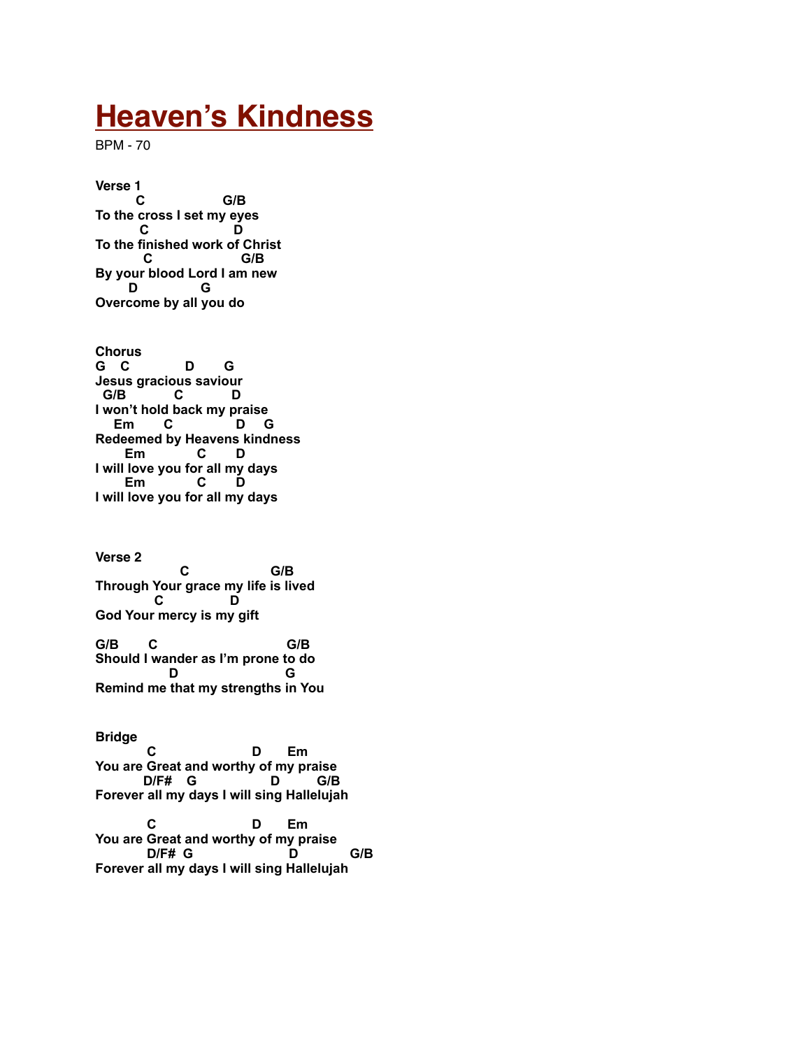# Heaven's Kindness

BPM - 70

**Verse 1**

```
        C                   G/B
To the cross I set my eyes
         C                    D
To the finished work of Christ
          C                     G/B
By your blood Lord I am new
       D              G
Overcome by all you do
```

**Chorus**

```
G   C            D       G
Jesus gracious saviour
  G/B           C           D
I won't hold back my praise
   Em       C              D    G
Redeemed by Heavens kindness
      Em            C       D
I will love you for all my days
      Em            C       D
I will love you for all my days
```

**Verse 2**

```
                 C                  G/B
Through Your grace my life is lived
            C              D
God Your mercy is my gift

G/B       C                         G/B
Should I wander as I'm prone to do
               D                       G
Remind me that my strengths in You
```

**Bridge**

```
           C                    D       Em
You are Great and worthy of my praise
          D/F#    G                D         G/B
Forever all my days I will sing Hallelujah

           C                    D       Em
You are Great and worthy of my praise
           D/F#  G                     D            G/B
Forever all my days I will sing Hallelujah
```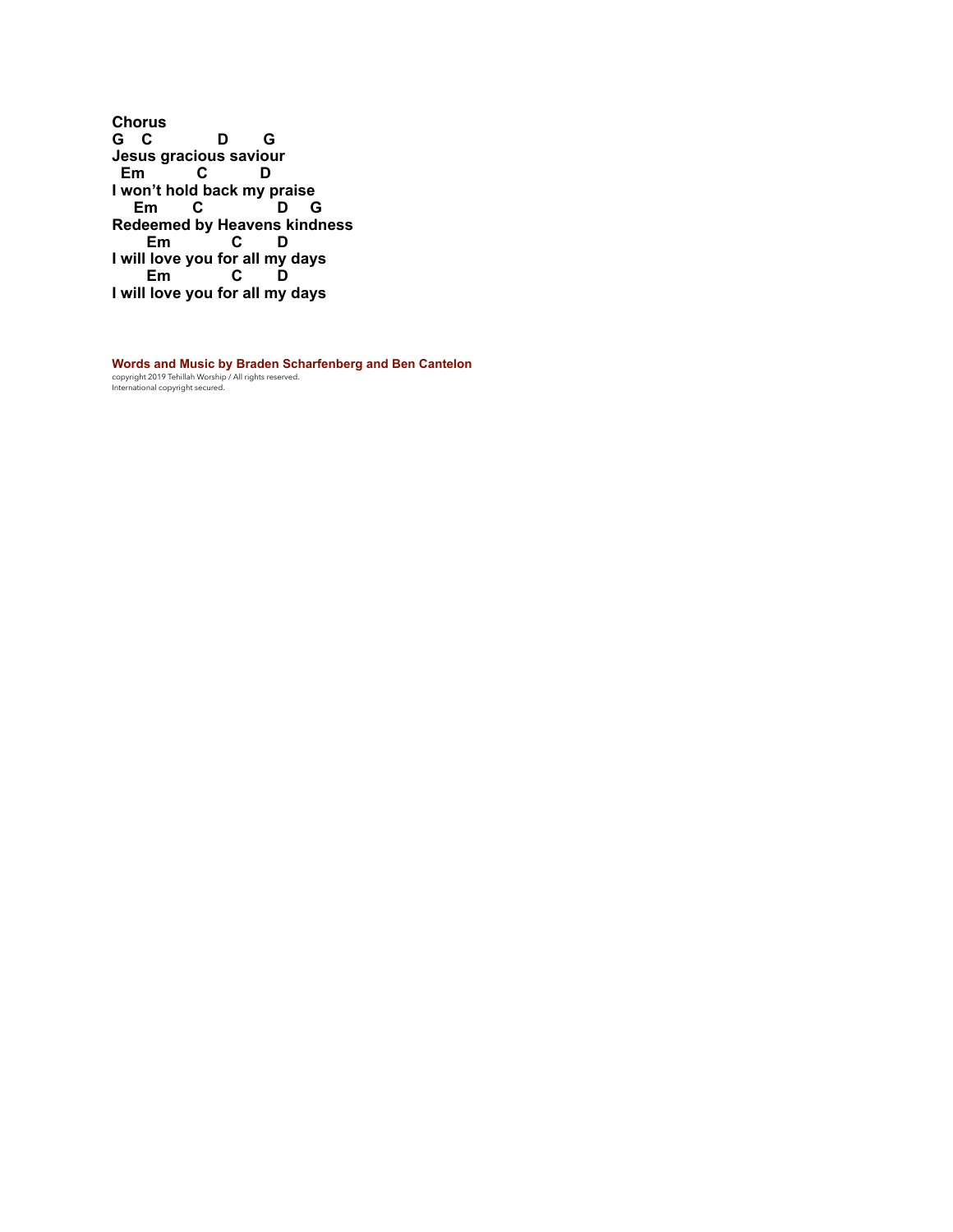**Chorus**

```
G   C             D       G
Jesus gracious saviour
  Em          C          D
I won't hold back my praise
    Em       C              D     G
Redeemed by Heavens kindness
      Em            C       D
I will love you for all my days
      Em            C       D
I will love you for all my days
```

**Words and Music by Braden Scharfenberg and Ben Cantelon**

copyright 2019 Tehillah Worship / All rights reserved.
International copyright secured.